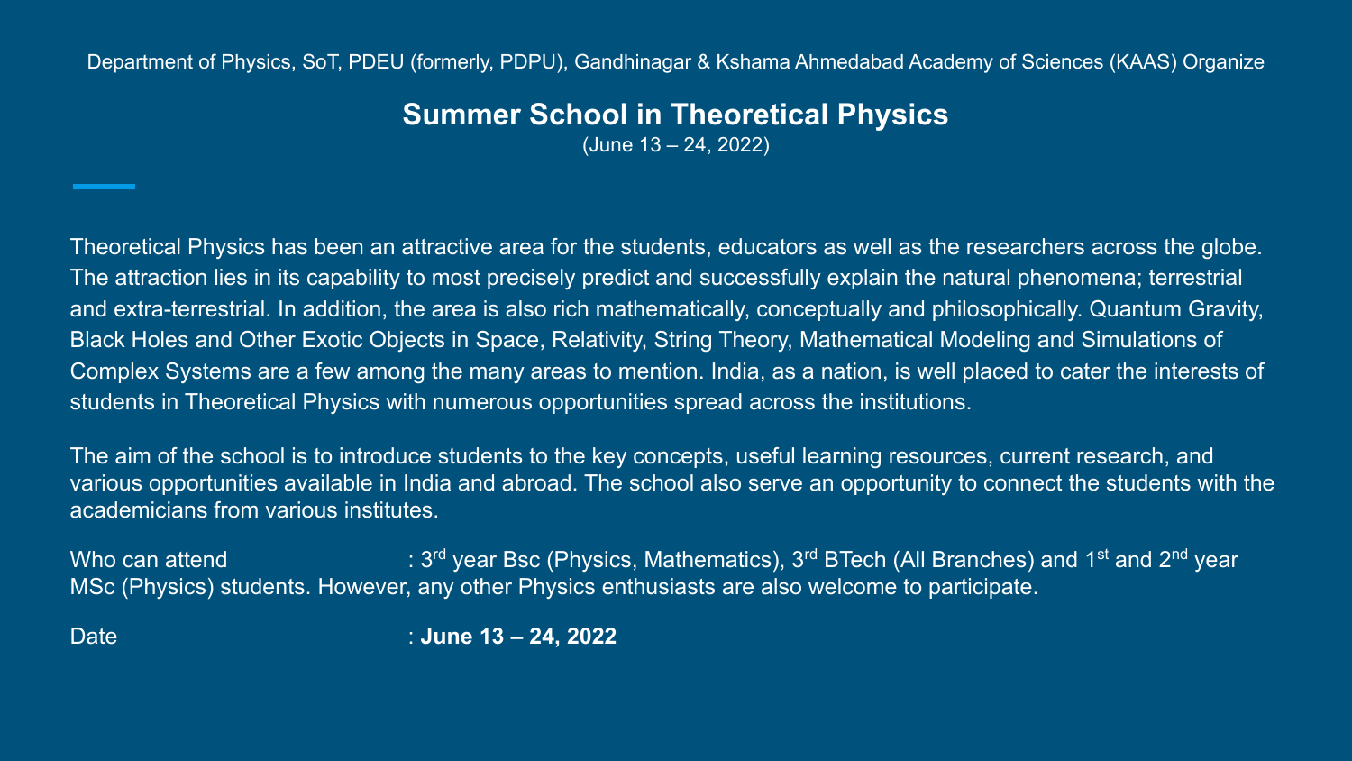Department of Physics, SoT, PDEU (formerly, PDPU), Gandhinagar & Kshama Ahmedabad Academy of Sciences (KAAS) Organize

# Summer School in Theoretical Physics

(June 13 – 24, 2022)

Theoretical Physics has been an attractive area for the students, educators as well as the researchers across the globe. The attraction lies in its capability to most precisely predict and successfully explain the natural phenomena; terrestrial and extra-terrestrial. In addition, the area is also rich mathematically, conceptually and philosophically. Quantum Gravity, Black Holes and Other Exotic Objects in Space, Relativity, String Theory, Mathematical Modeling and Simulations of Complex Systems are a few among the many areas to mention. India, as a nation, is well placed to cater the interests of students in Theoretical Physics with numerous opportunities spread across the institutions.

The aim of the school is to introduce students to the key concepts, useful learning resources, current research, and various opportunities available in India and abroad. The school also serve an opportunity to connect the students with the academicians from various institutes.

Who can attend : 3rd year Bsc (Physics, Mathematics), 3rd BTech (All Branches) and 1st and 2nd year MSc (Physics) students. However, any other Physics enthusiasts are also welcome to participate.

Date : **June 13 – 24, 2022**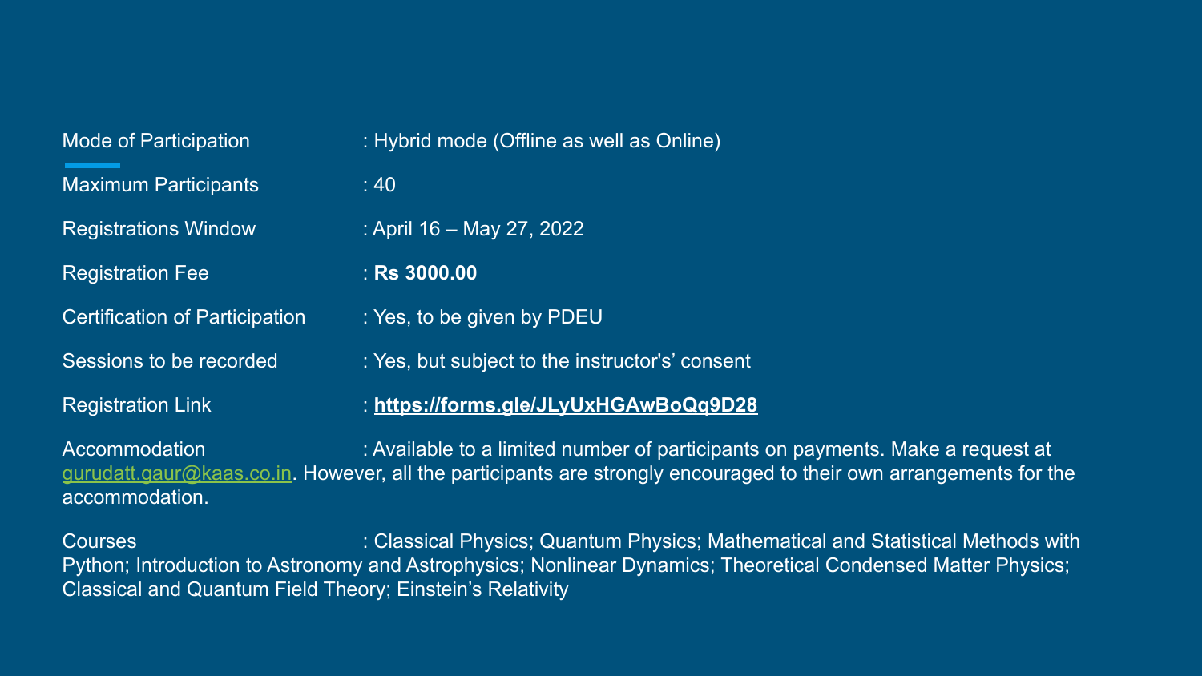Mode of Participation : Hybrid mode (Offline as well as Online)

Maximum Participants : 40

Registrations Window : April 16 – May 27, 2022

Registration Fee : **Rs 3000.00**

Certification of Participation : Yes, to be given by PDEU

Sessions to be recorded : Yes, but subject to the instructor's' consent

Registration Link : **https://forms.gle/JLyUxHGAwBoQq9D28**

Accommodation : Available to a limited number of participants on payments. Make a request at gurudatt.gaur@kaas.co.in. However, all the participants are strongly encouraged to their own arrangements for the accommodation.

Courses : Classical Physics; Quantum Physics; Mathematical and Statistical Methods with Python; Introduction to Astronomy and Astrophysics; Nonlinear Dynamics; Theoretical Condensed Matter Physics; Classical and Quantum Field Theory; Einstein's Relativity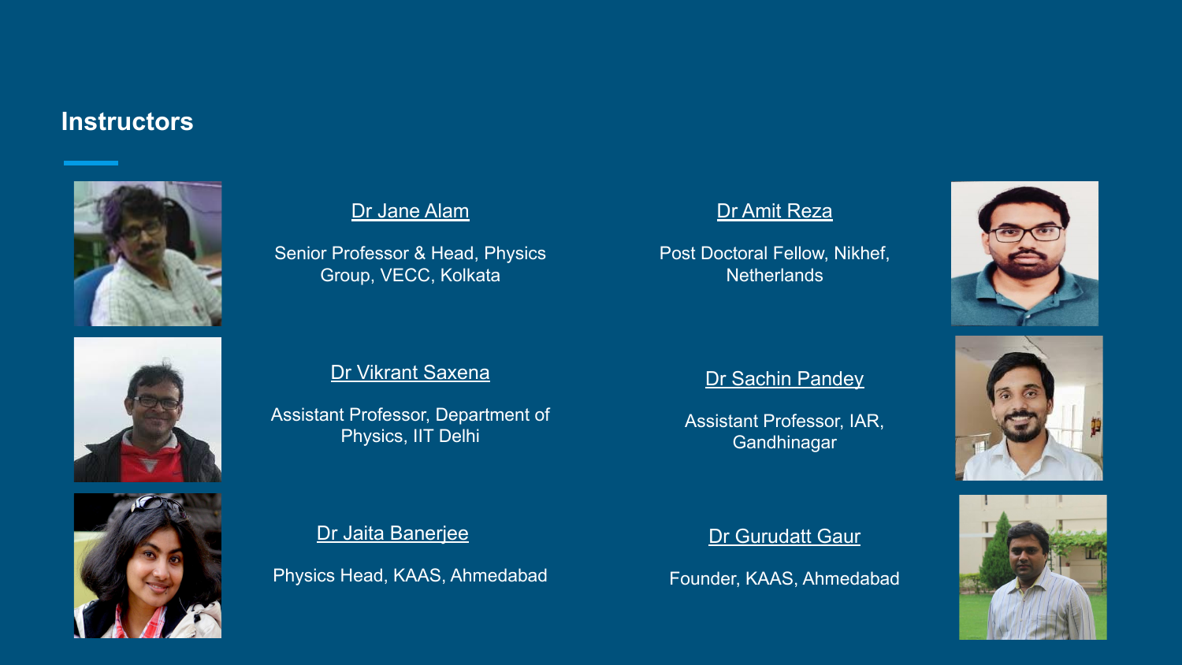## Instructors

[Dr Jane Alam]

Senior Professor & Head, Physics Group, VECC, Kolkata

[Dr Amit Reza]

Post Doctoral Fellow, Nikhef, Netherlands

[Dr Vikrant Saxena]

Assistant Professor, Department of Physics, IIT Delhi

[Dr Sachin Pandey]

Assistant Professor, IAR, Gandhinagar

[Dr Jaita Banerjee]

Physics Head, KAAS, Ahmedabad

[Dr Gurudatt Gaur]

Founder, KAAS, Ahmedabad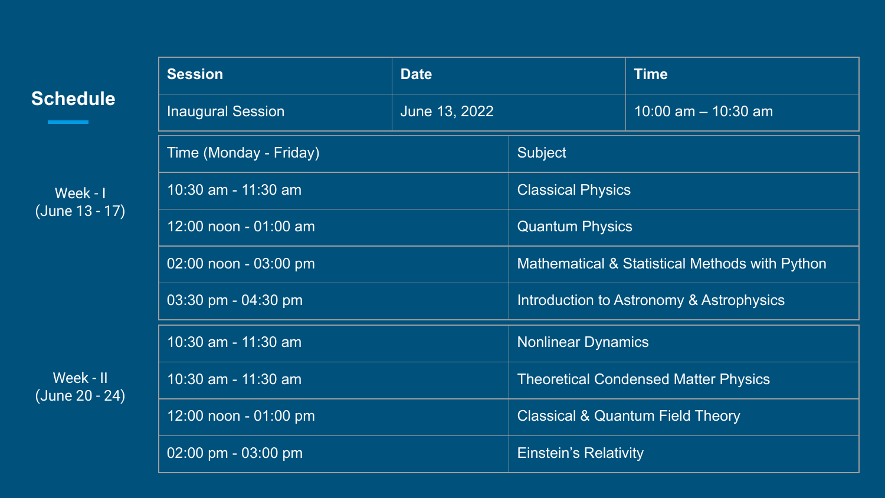## Schedule

| Session | Date | Time |
| --- | --- | --- |
| Inaugural Session | June 13, 2022 | 10:00 am – 10:30 am |

**Week - I (June 13 - 17)**

| Time (Monday - Friday) | Subject |
| --- | --- |
| 10:30 am - 11:30 am | Classical Physics |
| 12:00 noon - 01:00 am | Quantum Physics |
| 02:00 noon - 03:00 pm | Mathematical & Statistical Methods with Python |
| 03:30 pm - 04:30 pm | Introduction to Astronomy & Astrophysics |

**Week - II (June 20 - 24)**

| Time (Monday - Friday) | Subject |
| --- | --- |
| 10:30 am - 11:30 am | Nonlinear Dynamics |
| 10:30 am - 11:30 am | Theoretical Condensed Matter Physics |
| 12:00 noon - 01:00 pm | Classical & Quantum Field Theory |
| 02:00 pm - 03:00 pm | Einstein’s Relativity |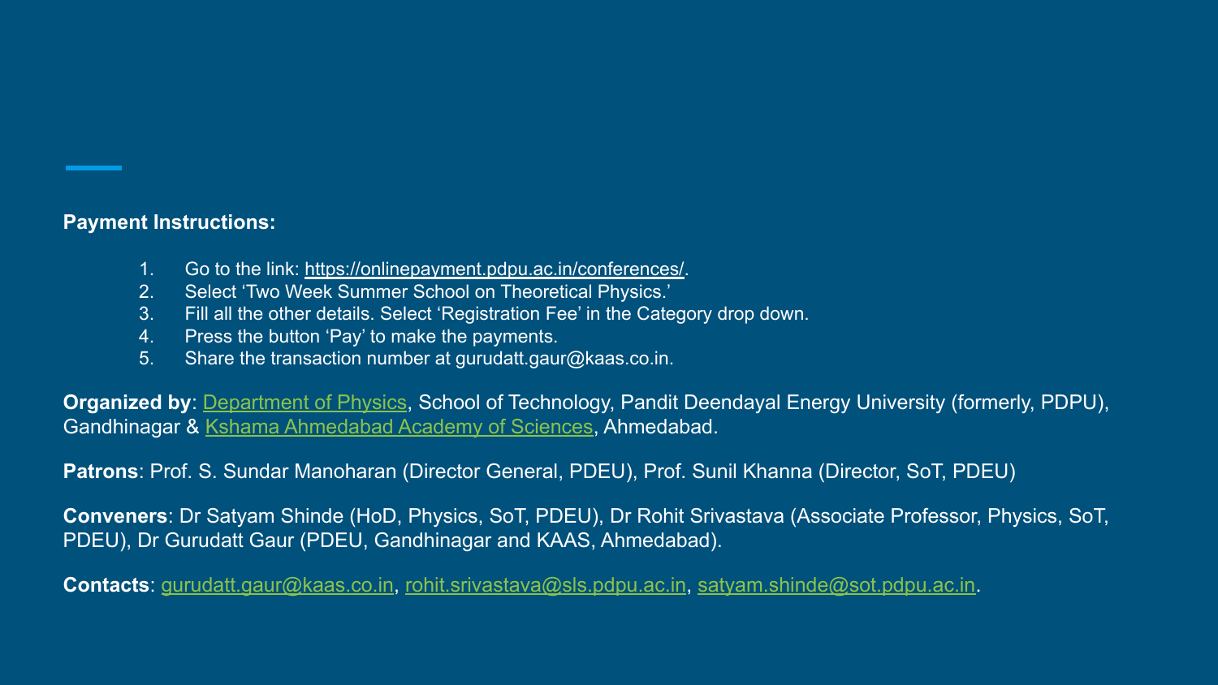**Payment Instructions:**

1. Go to the link: https://onlinepayment.pdpu.ac.in/conferences/.
2. Select 'Two Week Summer School on Theoretical Physics.'
3. Fill all the other details. Select 'Registration Fee' in the Category drop down.
4. Press the button 'Pay' to make the payments.
5. Share the transaction number at gurudatt.gaur@kaas.co.in.

**Organized by**: Department of Physics, School of Technology, Pandit Deendayal Energy University (formerly, PDPU), Gandhinagar & Kshama Ahmedabad Academy of Sciences, Ahmedabad.

**Patrons**: Prof. S. Sundar Manoharan (Director General, PDEU), Prof. Sunil Khanna (Director, SoT, PDEU)

**Conveners**: Dr Satyam Shinde (HoD, Physics, SoT, PDEU), Dr Rohit Srivastava (Associate Professor, Physics, SoT, PDEU), Dr Gurudatt Gaur (PDEU, Gandhinagar and KAAS, Ahmedabad).

**Contacts**: gurudatt.gaur@kaas.co.in, rohit.srivastava@sls.pdpu.ac.in, satyam.shinde@sot.pdpu.ac.in.